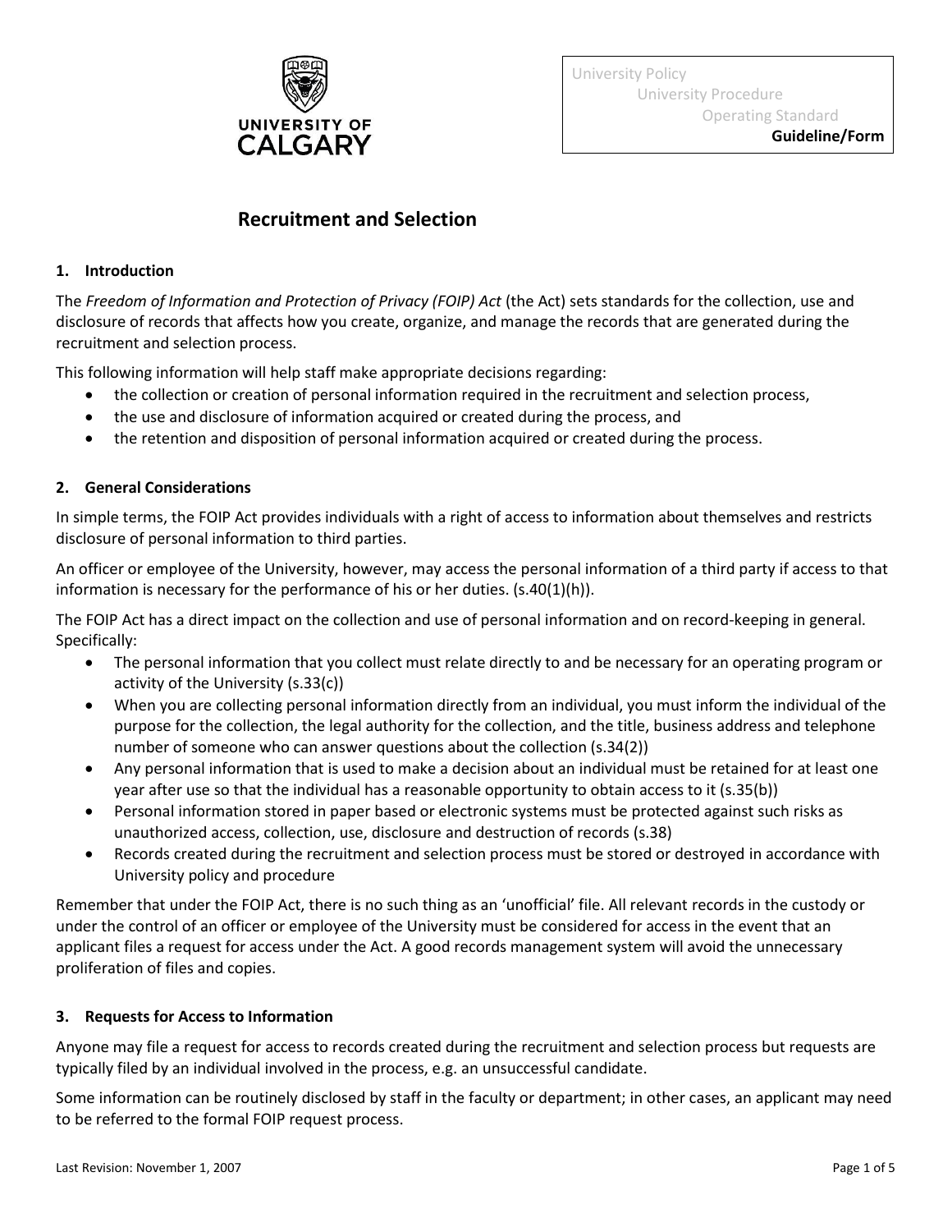University Policy
University Procedure
Operating Standard
**Guideline/Form**

# Recruitment and Selection

## 1. Introduction

The *Freedom of Information and Protection of Privacy (FOIP) Act* (the Act) sets standards for the collection, use and disclosure of records that affects how you create, organize, and manage the records that are generated during the recruitment and selection process.

This following information will help staff make appropriate decisions regarding:

- the collection or creation of personal information required in the recruitment and selection process,
- the use and disclosure of information acquired or created during the process, and
- the retention and disposition of personal information acquired or created during the process.

## 2. General Considerations

In simple terms, the FOIP Act provides individuals with a right of access to information about themselves and restricts disclosure of personal information to third parties.

An officer or employee of the University, however, may access the personal information of a third party if access to that information is necessary for the performance of his or her duties. (s.40(1)(h)).

The FOIP Act has a direct impact on the collection and use of personal information and on record-keeping in general. Specifically:

- The personal information that you collect must relate directly to and be necessary for an operating program or activity of the University (s.33(c))
- When you are collecting personal information directly from an individual, you must inform the individual of the purpose for the collection, the legal authority for the collection, and the title, business address and telephone number of someone who can answer questions about the collection (s.34(2))
- Any personal information that is used to make a decision about an individual must be retained for at least one year after use so that the individual has a reasonable opportunity to obtain access to it (s.35(b))
- Personal information stored in paper based or electronic systems must be protected against such risks as unauthorized access, collection, use, disclosure and destruction of records (s.38)
- Records created during the recruitment and selection process must be stored or destroyed in accordance with University policy and procedure

Remember that under the FOIP Act, there is no such thing as an 'unofficial' file. All relevant records in the custody or under the control of an officer or employee of the University must be considered for access in the event that an applicant files a request for access under the Act. A good records management system will avoid the unnecessary proliferation of files and copies.

## 3. Requests for Access to Information

Anyone may file a request for access to records created during the recruitment and selection process but requests are typically filed by an individual involved in the process, e.g. an unsuccessful candidate.

Some information can be routinely disclosed by staff in the faculty or department; in other cases, an applicant may need to be referred to the formal FOIP request process.

Last Revision: November 1, 2007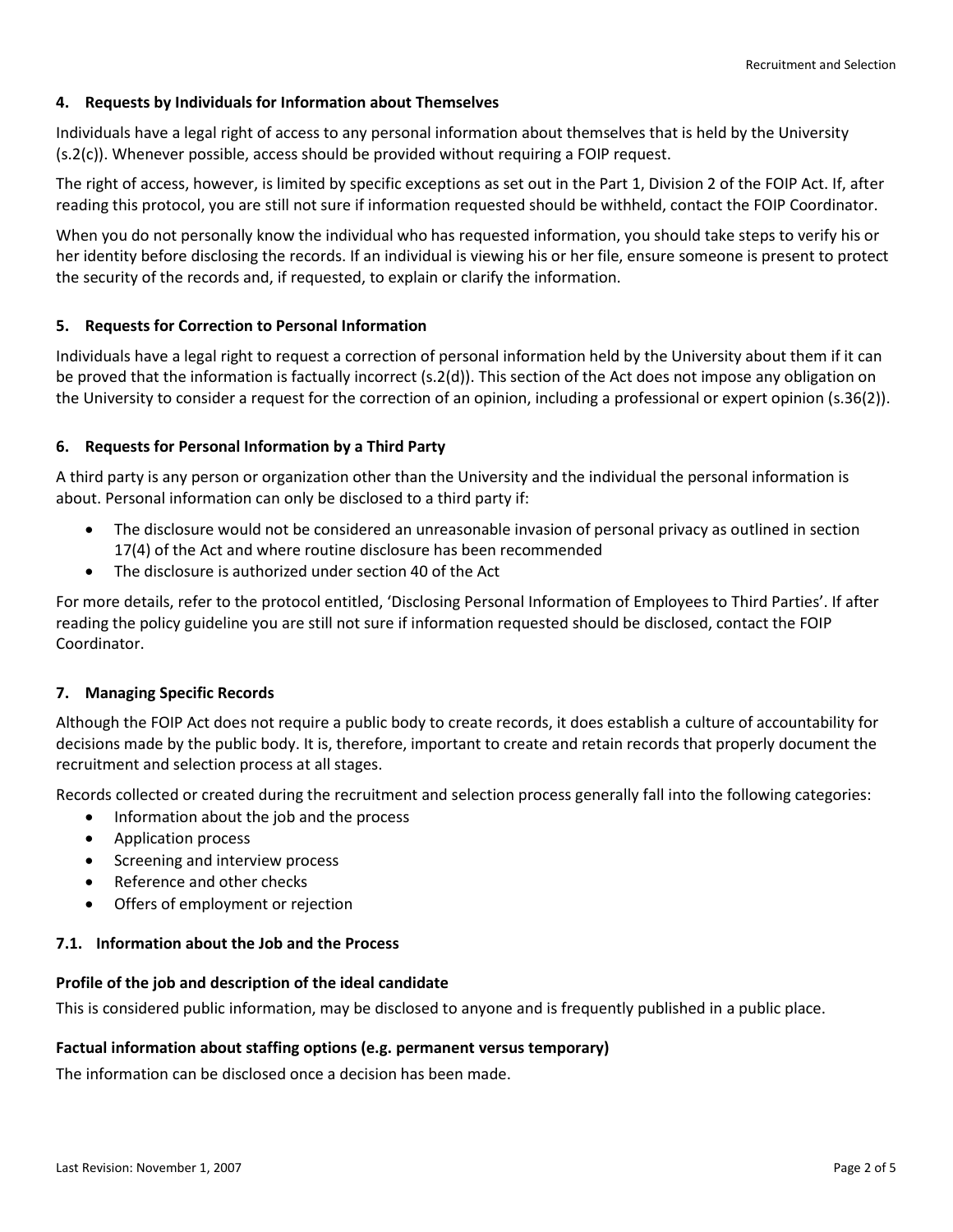## 4. Requests by Individuals for Information about Themselves

Individuals have a legal right of access to any personal information about themselves that is held by the University (s.2(c)). Whenever possible, access should be provided without requiring a FOIP request.

The right of access, however, is limited by specific exceptions as set out in the Part 1, Division 2 of the FOIP Act. If, after reading this protocol, you are still not sure if information requested should be withheld, contact the FOIP Coordinator.

When you do not personally know the individual who has requested information, you should take steps to verify his or her identity before disclosing the records. If an individual is viewing his or her file, ensure someone is present to protect the security of the records and, if requested, to explain or clarify the information.

## 5. Requests for Correction to Personal Information

Individuals have a legal right to request a correction of personal information held by the University about them if it can be proved that the information is factually incorrect (s.2(d)). This section of the Act does not impose any obligation on the University to consider a request for the correction of an opinion, including a professional or expert opinion (s.36(2)).

## 6. Requests for Personal Information by a Third Party

A third party is any person or organization other than the University and the individual the personal information is about. Personal information can only be disclosed to a third party if:

- The disclosure would not be considered an unreasonable invasion of personal privacy as outlined in section 17(4) of the Act and where routine disclosure has been recommended
- The disclosure is authorized under section 40 of the Act

For more details, refer to the protocol entitled, 'Disclosing Personal Information of Employees to Third Parties'. If after reading the policy guideline you are still not sure if information requested should be disclosed, contact the FOIP Coordinator.

## 7. Managing Specific Records

Although the FOIP Act does not require a public body to create records, it does establish a culture of accountability for decisions made by the public body. It is, therefore, important to create and retain records that properly document the recruitment and selection process at all stages.

Records collected or created during the recruitment and selection process generally fall into the following categories:

- Information about the job and the process
- Application process
- Screening and interview process
- Reference and other checks
- Offers of employment or rejection

### 7.1. Information about the Job and the Process

**Profile of the job and description of the ideal candidate**

This is considered public information, may be disclosed to anyone and is frequently published in a public place.

**Factual information about staffing options (e.g. permanent versus temporary)**

The information can be disclosed once a decision has been made.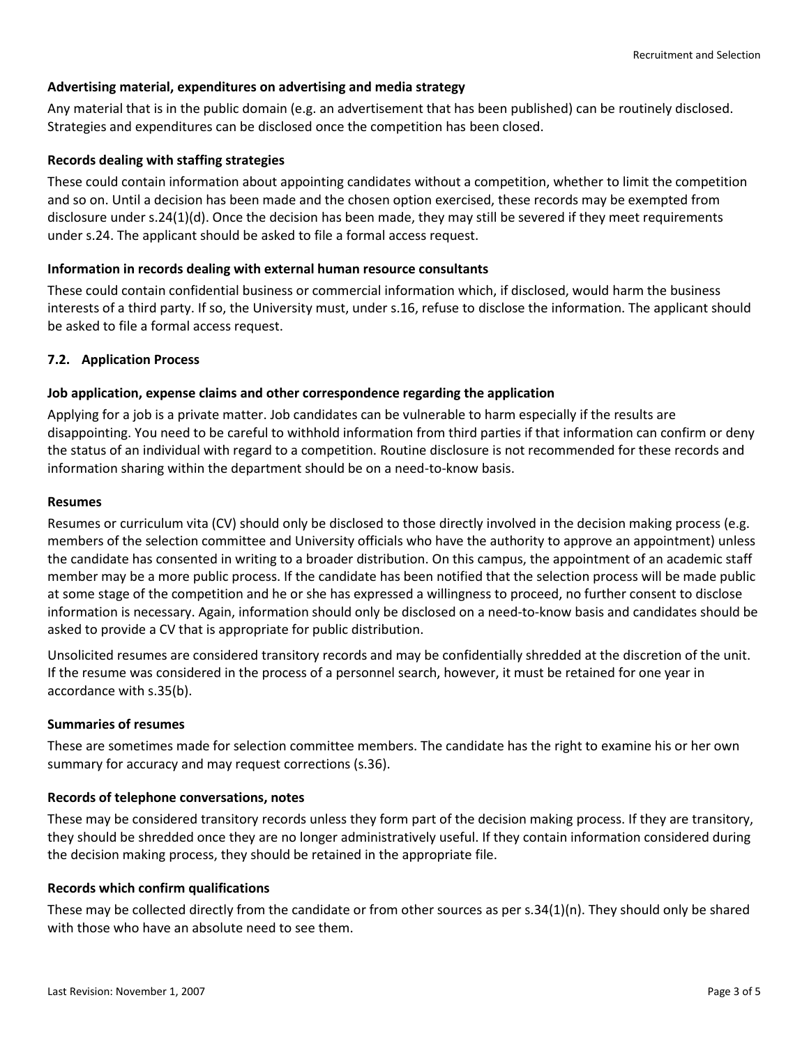**Advertising material, expenditures on advertising and media strategy**

Any material that is in the public domain (e.g. an advertisement that has been published) can be routinely disclosed. Strategies and expenditures can be disclosed once the competition has been closed.

**Records dealing with staffing strategies**

These could contain information about appointing candidates without a competition, whether to limit the competition and so on. Until a decision has been made and the chosen option exercised, these records may be exempted from disclosure under s.24(1)(d). Once the decision has been made, they may still be severed if they meet requirements under s.24. The applicant should be asked to file a formal access request.

**Information in records dealing with external human resource consultants**

These could contain confidential business or commercial information which, if disclosed, would harm the business interests of a third party. If so, the University must, under s.16, refuse to disclose the information. The applicant should be asked to file a formal access request.

### 7.2. Application Process

**Job application, expense claims and other correspondence regarding the application**

Applying for a job is a private matter. Job candidates can be vulnerable to harm especially if the results are disappointing. You need to be careful to withhold information from third parties if that information can confirm or deny the status of an individual with regard to a competition. Routine disclosure is not recommended for these records and information sharing within the department should be on a need-to-know basis.

**Resumes**

Resumes or curriculum vita (CV) should only be disclosed to those directly involved in the decision making process (e.g. members of the selection committee and University officials who have the authority to approve an appointment) unless the candidate has consented in writing to a broader distribution. On this campus, the appointment of an academic staff member may be a more public process. If the candidate has been notified that the selection process will be made public at some stage of the competition and he or she has expressed a willingness to proceed, no further consent to disclose information is necessary. Again, information should only be disclosed on a need-to-know basis and candidates should be asked to provide a CV that is appropriate for public distribution.

Unsolicited resumes are considered transitory records and may be confidentially shredded at the discretion of the unit. If the resume was considered in the process of a personnel search, however, it must be retained for one year in accordance with s.35(b).

**Summaries of resumes**

These are sometimes made for selection committee members. The candidate has the right to examine his or her own summary for accuracy and may request corrections (s.36).

**Records of telephone conversations, notes**

These may be considered transitory records unless they form part of the decision making process. If they are transitory, they should be shredded once they are no longer administratively useful. If they contain information considered during the decision making process, they should be retained in the appropriate file.

**Records which confirm qualifications**

These may be collected directly from the candidate or from other sources as per s.34(1)(n). They should only be shared with those who have an absolute need to see them.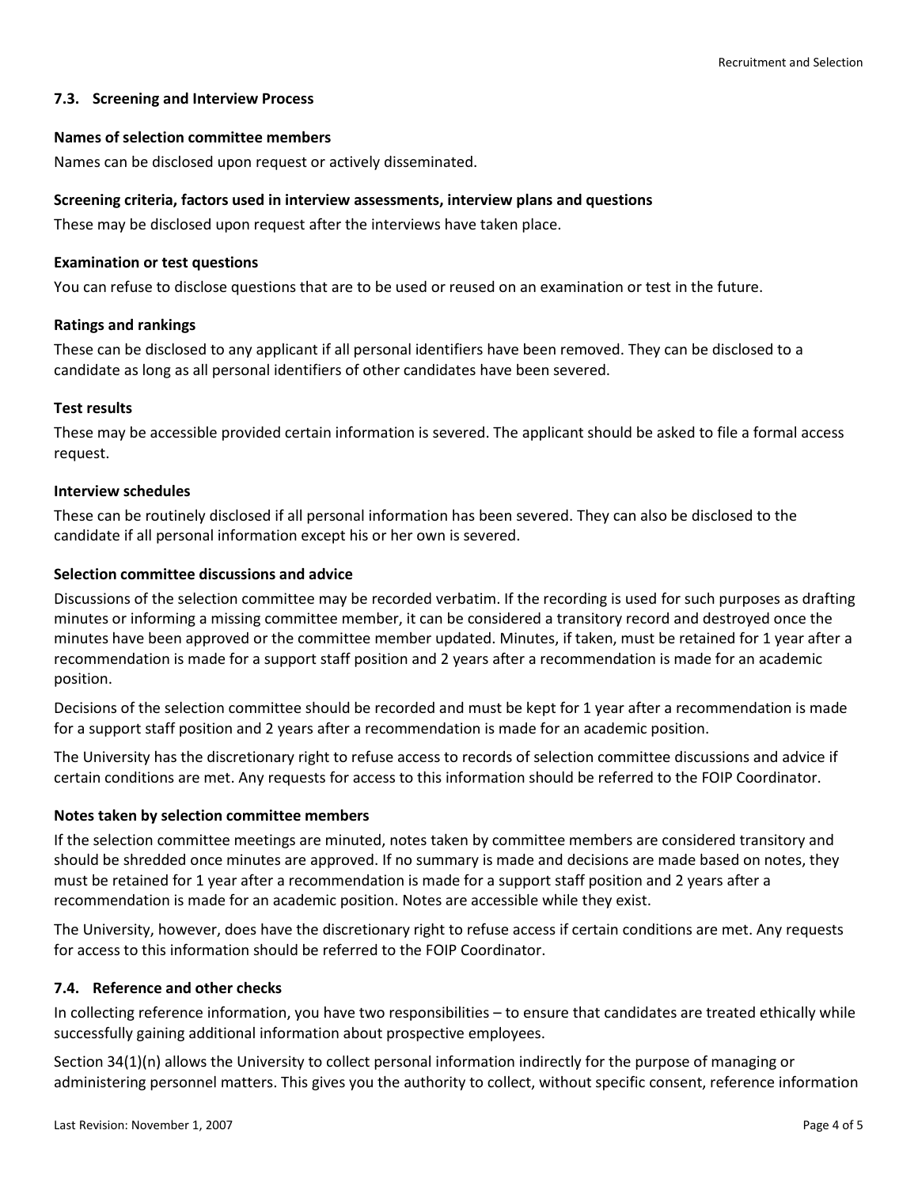### 7.3. Screening and Interview Process

**Names of selection committee members**

Names can be disclosed upon request or actively disseminated.

**Screening criteria, factors used in interview assessments, interview plans and questions**

These may be disclosed upon request after the interviews have taken place.

**Examination or test questions**

You can refuse to disclose questions that are to be used or reused on an examination or test in the future.

**Ratings and rankings**

These can be disclosed to any applicant if all personal identifiers have been removed. They can be disclosed to a candidate as long as all personal identifiers of other candidates have been severed.

**Test results**

These may be accessible provided certain information is severed. The applicant should be asked to file a formal access request.

**Interview schedules**

These can be routinely disclosed if all personal information has been severed. They can also be disclosed to the candidate if all personal information except his or her own is severed.

**Selection committee discussions and advice**

Discussions of the selection committee may be recorded verbatim. If the recording is used for such purposes as drafting minutes or informing a missing committee member, it can be considered a transitory record and destroyed once the minutes have been approved or the committee member updated. Minutes, if taken, must be retained for 1 year after a recommendation is made for a support staff position and 2 years after a recommendation is made for an academic position.

Decisions of the selection committee should be recorded and must be kept for 1 year after a recommendation is made for a support staff position and 2 years after a recommendation is made for an academic position.

The University has the discretionary right to refuse access to records of selection committee discussions and advice if certain conditions are met. Any requests for access to this information should be referred to the FOIP Coordinator.

**Notes taken by selection committee members**

If the selection committee meetings are minuted, notes taken by committee members are considered transitory and should be shredded once minutes are approved. If no summary is made and decisions are made based on notes, they must be retained for 1 year after a recommendation is made for a support staff position and 2 years after a recommendation is made for an academic position. Notes are accessible while they exist.

The University, however, does have the discretionary right to refuse access if certain conditions are met. Any requests for access to this information should be referred to the FOIP Coordinator.

### 7.4. Reference and other checks

In collecting reference information, you have two responsibilities – to ensure that candidates are treated ethically while successfully gaining additional information about prospective employees.

Section 34(1)(n) allows the University to collect personal information indirectly for the purpose of managing or administering personnel matters. This gives you the authority to collect, without specific consent, reference information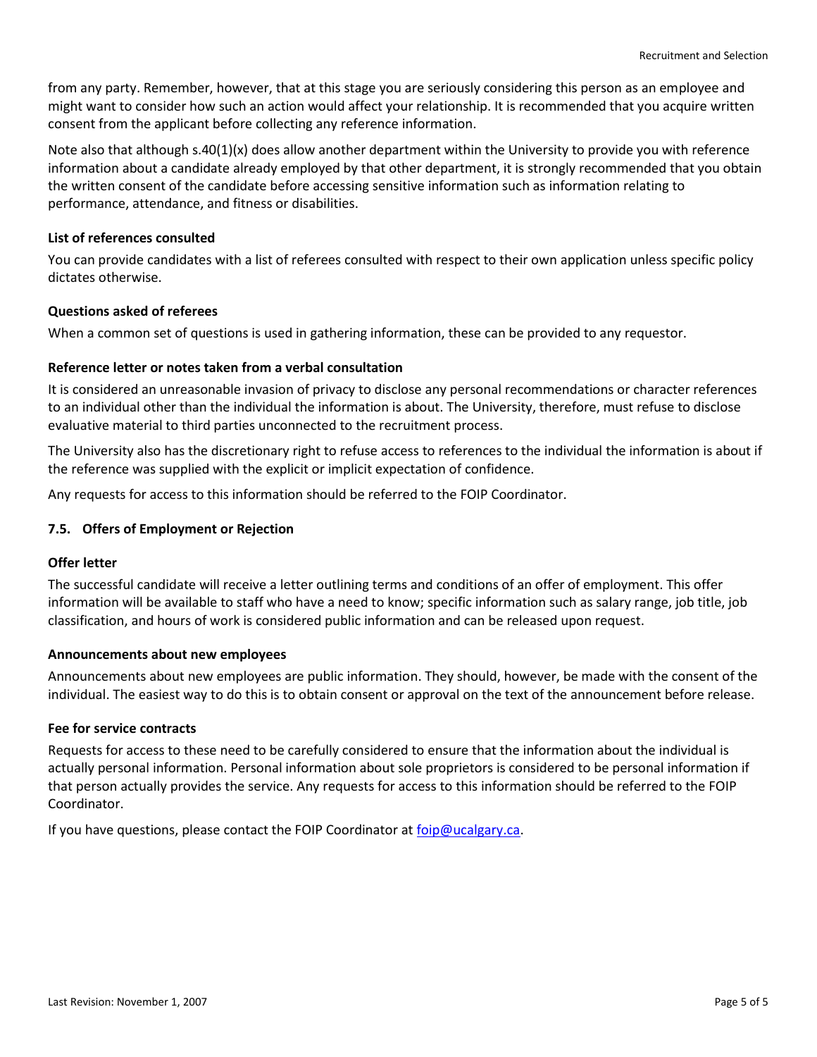from any party. Remember, however, that at this stage you are seriously considering this person as an employee and might want to consider how such an action would affect your relationship. It is recommended that you acquire written consent from the applicant before collecting any reference information.

Note also that although s.40(1)(x) does allow another department within the University to provide you with reference information about a candidate already employed by that other department, it is strongly recommended that you obtain the written consent of the candidate before accessing sensitive information such as information relating to performance, attendance, and fitness or disabilities.

#### List of references consulted

You can provide candidates with a list of referees consulted with respect to their own application unless specific policy dictates otherwise.

#### Questions asked of referees

When a common set of questions is used in gathering information, these can be provided to any requestor.

#### Reference letter or notes taken from a verbal consultation

It is considered an unreasonable invasion of privacy to disclose any personal recommendations or character references to an individual other than the individual the information is about. The University, therefore, must refuse to disclose evaluative material to third parties unconnected to the recruitment process.

The University also has the discretionary right to refuse access to references to the individual the information is about if the reference was supplied with the explicit or implicit expectation of confidence.

Any requests for access to this information should be referred to the FOIP Coordinator.

### 7.5. Offers of Employment or Rejection

#### Offer letter

The successful candidate will receive a letter outlining terms and conditions of an offer of employment. This offer information will be available to staff who have a need to know; specific information such as salary range, job title, job classification, and hours of work is considered public information and can be released upon request.

#### Announcements about new employees

Announcements about new employees are public information. They should, however, be made with the consent of the individual. The easiest way to do this is to obtain consent or approval on the text of the announcement before release.

#### Fee for service contracts

Requests for access to these need to be carefully considered to ensure that the information about the individual is actually personal information. Personal information about sole proprietors is considered to be personal information if that person actually provides the service. Any requests for access to this information should be referred to the FOIP Coordinator.

If you have questions, please contact the FOIP Coordinator at foip@ucalgary.ca.

Last Revision: November 1, 2007